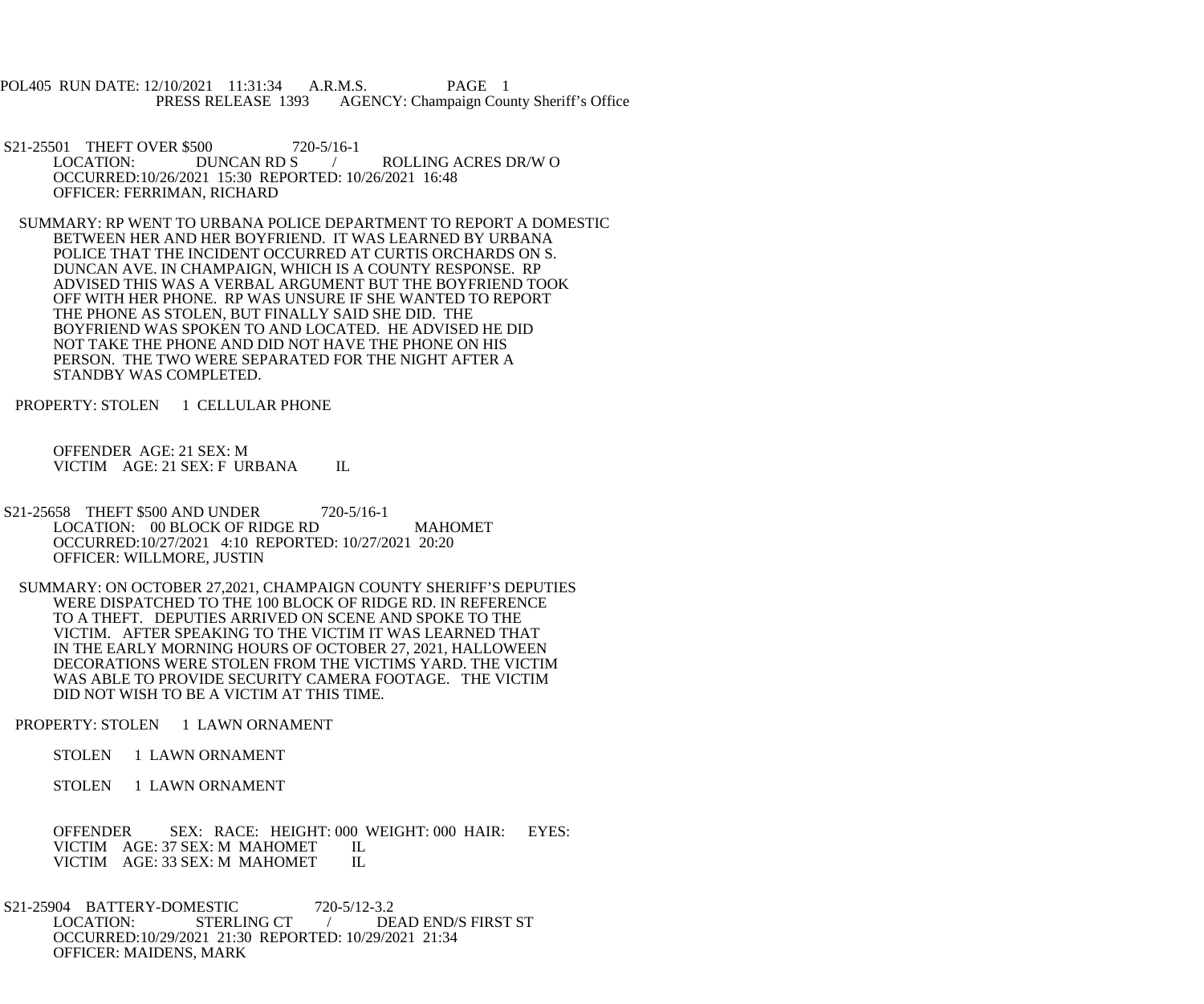POL405 RUN DATE: 12/10/2021 11:31:34 A.R.M.S. PAGE 1
PRESS RELEASE 1393 AGENCY: Champaign County Sheriff's Office

S21-25501 THEFT OVER $500 720-5/16-1
LOCATION: DUNCAN RD S / ROLLING ACRES DR/W O
OCCURRED:10/26/2021 15:30 REPORTED: 10/26/2021 16:48
OFFICER: FERRIMAN, RICHARD

SUMMARY: RP WENT TO URBANA POLICE DEPARTMENT TO REPORT A DOMESTIC BETWEEN HER AND HER BOYFRIEND. IT WAS LEARNED BY URBANA POLICE THAT THE INCIDENT OCCURRED AT CURTIS ORCHARDS ON S. DUNCAN AVE. IN CHAMPAIGN, WHICH IS A COUNTY RESPONSE. RP ADVISED THIS WAS A VERBAL ARGUMENT BUT THE BOYFRIEND TOOK OFF WITH HER PHONE. RP WAS UNSURE IF SHE WANTED TO REPORT THE PHONE AS STOLEN, BUT FINALLY SAID SHE DID. THE BOYFRIEND WAS SPOKEN TO AND LOCATED. HE ADVISED HE DID NOT TAKE THE PHONE AND DID NOT HAVE THE PHONE ON HIS PERSON. THE TWO WERE SEPARATED FOR THE NIGHT AFTER A STANDBY WAS COMPLETED.

PROPERTY: STOLEN 1 CELLULAR PHONE

OFFENDER AGE: 21 SEX: M
VICTIM AGE: 21 SEX: F URBANA IL

S21-25658 THEFT $500 AND UNDER 720-5/16-1
LOCATION: 00 BLOCK OF RIDGE RD MAHOMET
OCCURRED:10/27/2021 4:10 REPORTED: 10/27/2021 20:20
OFFICER: WILLMORE, JUSTIN

SUMMARY: ON OCTOBER 27,2021, CHAMPAIGN COUNTY SHERIFF'S DEPUTIES WERE DISPATCHED TO THE 100 BLOCK OF RIDGE RD. IN REFERENCE TO A THEFT. DEPUTIES ARRIVED ON SCENE AND SPOKE TO THE VICTIM. AFTER SPEAKING TO THE VICTIM IT WAS LEARNED THAT IN THE EARLY MORNING HOURS OF OCTOBER 27, 2021, HALLOWEEN DECORATIONS WERE STOLEN FROM THE VICTIMS YARD. THE VICTIM WAS ABLE TO PROVIDE SECURITY CAMERA FOOTAGE. THE VICTIM DID NOT WISH TO BE A VICTIM AT THIS TIME.

PROPERTY: STOLEN 1 LAWN ORNAMENT

STOLEN 1 LAWN ORNAMENT

STOLEN 1 LAWN ORNAMENT

OFFENDER SEX: RACE: HEIGHT: 000 WEIGHT: 000 HAIR: EYES:
VICTIM AGE: 37 SEX: M MAHOMET IL
VICTIM AGE: 33 SEX: M MAHOMET IL

S21-25904 BATTERY-DOMESTIC 720-5/12-3.2
LOCATION: STERLING CT / DEAD END/S FIRST ST
OCCURRED:10/29/2021 21:30 REPORTED: 10/29/2021 21:34
OFFICER: MAIDENS, MARK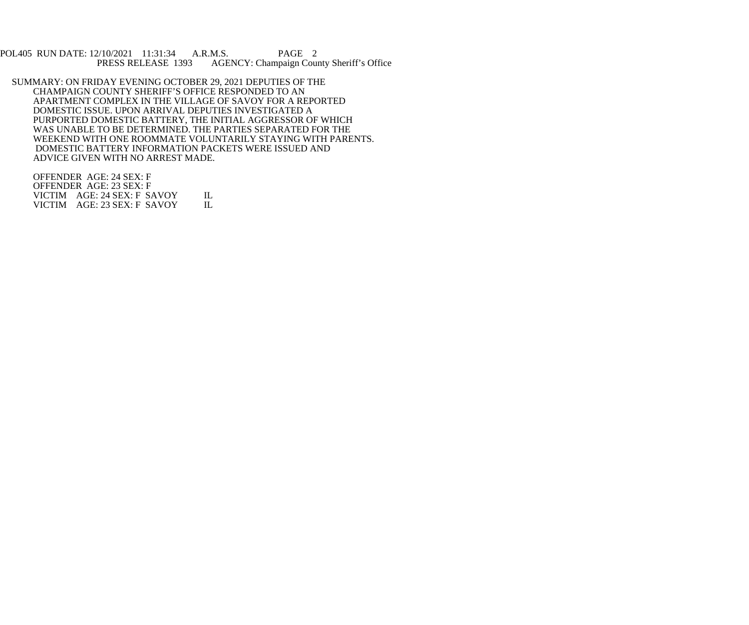SUMMARY: ON FRIDAY EVENING OCTOBER 29, 2021 DEPUTIES OF THE CHAMPAIGN COUNTY SHERIFF'S OFFICE RESPONDED TO AN APARTMENT COMPLEX IN THE VILLAGE OF SAVOY FOR A REPORTED DOMESTIC ISSUE. UPON ARRIVAL DEPUTIES INVESTIGATED A PURPORTED DOMESTIC BATTERY, THE INITIAL AGGRESSOR OF WHICH WAS UNABLE TO BE DETERMINED. THE PARTIES SEPARATED FOR THE WEEKEND WITH ONE ROOMMATE VOLUNTARILY STAYING WITH PARENTS. DOMESTIC BATTERY INFORMATION PACKETS WERE ISSUED AND ADVICE GIVEN WITH NO ARREST MADE.

OFFENDER AGE: 24 SEX: F
OFFENDER AGE: 23 SEX: F
VICTIM AGE: 24 SEX: F SAVOY IL
VICTIM AGE: 23 SEX: F SAVOY IL